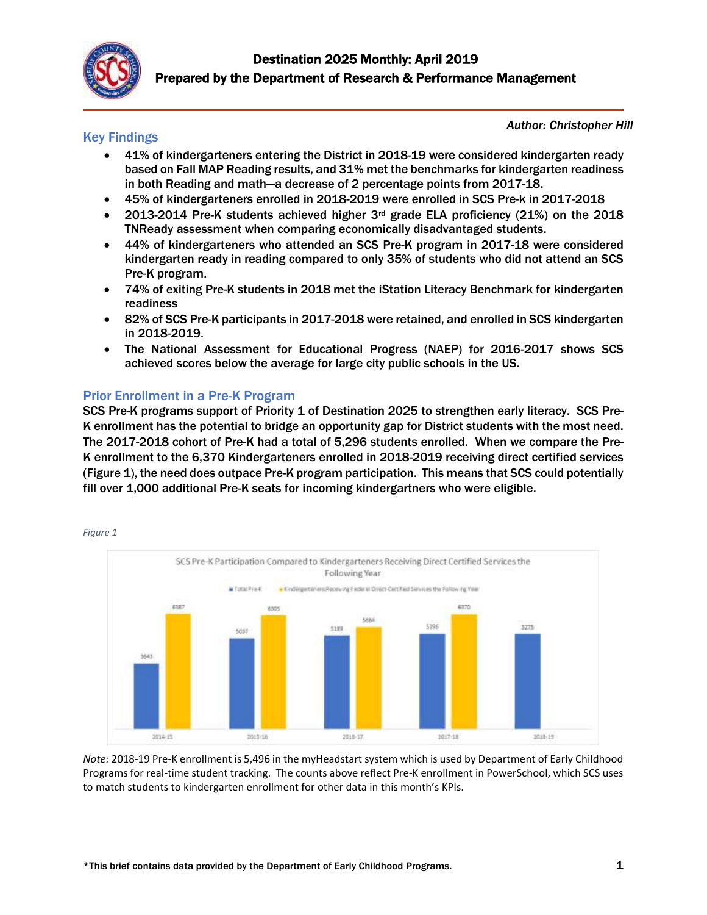# Destination 2025 Monthly: April 2019

## Prepared by the Department of Research & Performance Management

*Author: Christopher Hill*

### Key Findings

- 41% of kindergarteners entering the District in 2018-19 were considered kindergarten ready based on Fall MAP Reading results, and 31% met the benchmarks for kindergarten readiness in both Reading and math—a decrease of 2 percentage points from 2017-18.
- 45% of kindergarteners enrolled in 2018-2019 were enrolled in SCS Pre-k in 2017-2018
- 2013-2014 Pre-K students achieved higher 3rd grade ELA proficiency (21%) on the 2018 TNReady assessment when comparing economically disadvantaged students.
- 44% of kindergarteners who attended an SCS Pre-K program in 2017-18 were considered kindergarten ready in reading compared to only 35% of students who did not attend an SCS Pre-K program.
- 74% of exiting Pre-K students in 2018 met the iStation Literacy Benchmark for kindergarten readiness
- 82% of SCS Pre-K participants in 2017-2018 were retained, and enrolled in SCS kindergarten in 2018-2019.
- The National Assessment for Educational Progress (NAEP) for 2016-2017 shows SCS achieved scores below the average for large city public schools in the US.

### Prior Enrollment in a Pre-K Program

SCS Pre-K programs support of Priority 1 of Destination 2025 to strengthen early literacy. SCS Pre-K enrollment has the potential to bridge an opportunity gap for District students with the most need. The 2017-2018 cohort of Pre-K had a total of 5,296 students enrolled. When we compare the Pre-K enrollment to the 6,370 Kindergarteners enrolled in 2018-2019 receiving direct certified services (Figure 1), the need does outpace Pre-K program participation. This means that SCS could potentially fill over 1,000 additional Pre-K seats for incoming kindergartners who were eligible.

*Figure 1*

SCS Pre-K Participation Compared to Kindergarteners Receiving Direct Certified Services the Following Year

| Year | Total Pre-K | Kindergarteners Receiving Federal Direct-Certified Services the Following Year |
|---|---|---|
| 2014-15 | 3643 | 6387 |
| 2015-16 | 5057 | 6305 |
| 2016-17 | 5189 | 5684 |
| 2017-18 | 5296 | 6370 |
| 2018-19 | 5275 | |

*Note:* 2018-19 Pre-K enrollment is 5,496 in the myHeadstart system which is used by Department of Early Childhood Programs for real-time student tracking. The counts above reflect Pre-K enrollment in PowerSchool, which SCS uses to match students to kindergarten enrollment for other data in this month's KPIs.

*This brief contains data provided by the Department of Early Childhood Programs.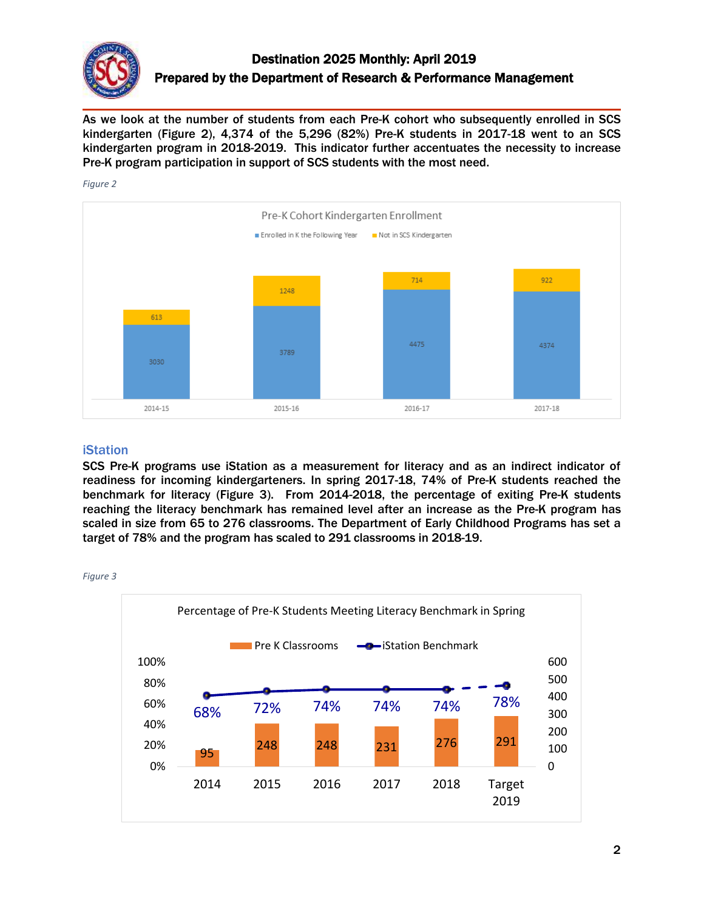As we look at the number of students from each Pre-K cohort who subsequently enrolled in SCS kindergarten (Figure 2), 4,374 of the 5,296 (82%) Pre-K students in 2017-18 went to an SCS kindergarten program in 2018-2019. This indicator further accentuates the necessity to increase Pre-K program participation in support of SCS students with the most need.

*Figure 2*

**Pre-K Cohort Kindergarten Enrollment**

| | 2014-15 | 2015-16 | 2016-17 | 2017-18 |
|---|---|---|---|---|
| Enrolled in K the Following Year | 3030 | 3789 | 4475 | 4374 |
| Not in SCS Kindergarten | 613 | 1248 | 714 | 922 |

## iStation

SCS Pre-K programs use iStation as a measurement for literacy and as an indirect indicator of readiness for incoming kindergarteners. In spring 2017-18, 74% of Pre-K students reached the benchmark for literacy (Figure 3). From 2014-2018, the percentage of exiting Pre-K students reaching the literacy benchmark has remained level after an increase as the Pre-K program has scaled in size from 65 to 276 classrooms. The Department of Early Childhood Programs has set a target of 78% and the program has scaled to 291 classrooms in 2018-19.

*Figure 3*

**Percentage of Pre-K Students Meeting Literacy Benchmark in Spring**

| | 2014 | 2015 | 2016 | 2017 | 2018 | Target 2019 |
|---|---|---|---|---|---|---|
| Pre K Classrooms | 95 | 248 | 248 | 231 | 276 | 291 |
| iStation Benchmark | 68% | 72% | 74% | 74% | 74% | 78% |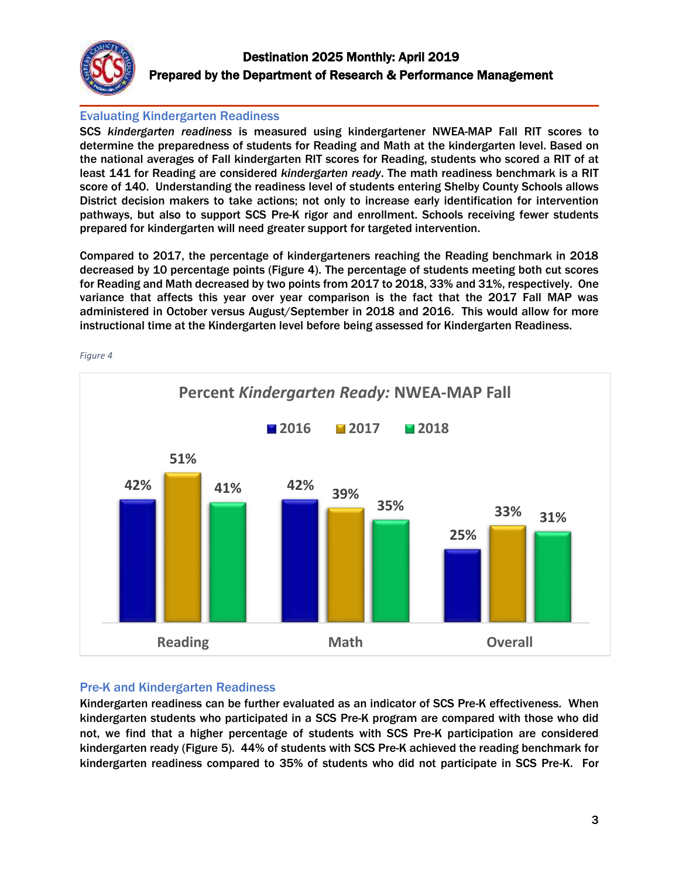## Evaluating Kindergarten Readiness

SCS *kindergarten readiness* is measured using kindergartener NWEA-MAP Fall RIT scores to determine the preparedness of students for Reading and Math at the kindergarten level. Based on the national averages of Fall kindergarten RIT scores for Reading, students who scored a RIT of at least 141 for Reading are considered *kindergarten ready*. The math readiness benchmark is a RIT score of 140. Understanding the readiness level of students entering Shelby County Schools allows District decision makers to take actions; not only to increase early identification for intervention pathways, but also to support SCS Pre-K rigor and enrollment. Schools receiving fewer students prepared for kindergarten will need greater support for targeted intervention.

Compared to 2017, the percentage of kindergarteners reaching the Reading benchmark in 2018 decreased by 10 percentage points (Figure 4). The percentage of students meeting both cut scores for Reading and Math decreased by two points from 2017 to 2018, 33% and 31%, respectively. One variance that affects this year over year comparison is the fact that the 2017 Fall MAP was administered in October versus August/September in 2018 and 2016. This would allow for more instructional time at the Kindergarten level before being assessed for Kindergarten Readiness.

*Figure 4*

**Percent *Kindergarten Ready:* NWEA-MAP Fall**

| | 2016 | 2017 | 2018 |
|---|---|---|---|
| Reading | 42% | 51% | 41% |
| Math | 42% | 39% | 35% |
| Overall | 25% | 33% | 31% |

## Pre-K and Kindergarten Readiness

Kindergarten readiness can be further evaluated as an indicator of SCS Pre-K effectiveness. When kindergarten students who participated in a SCS Pre-K program are compared with those who did not, we find that a higher percentage of students with SCS Pre-K participation are considered kindergarten ready (Figure 5). 44% of students with SCS Pre-K achieved the reading benchmark for kindergarten readiness compared to 35% of students who did not participate in SCS Pre-K. For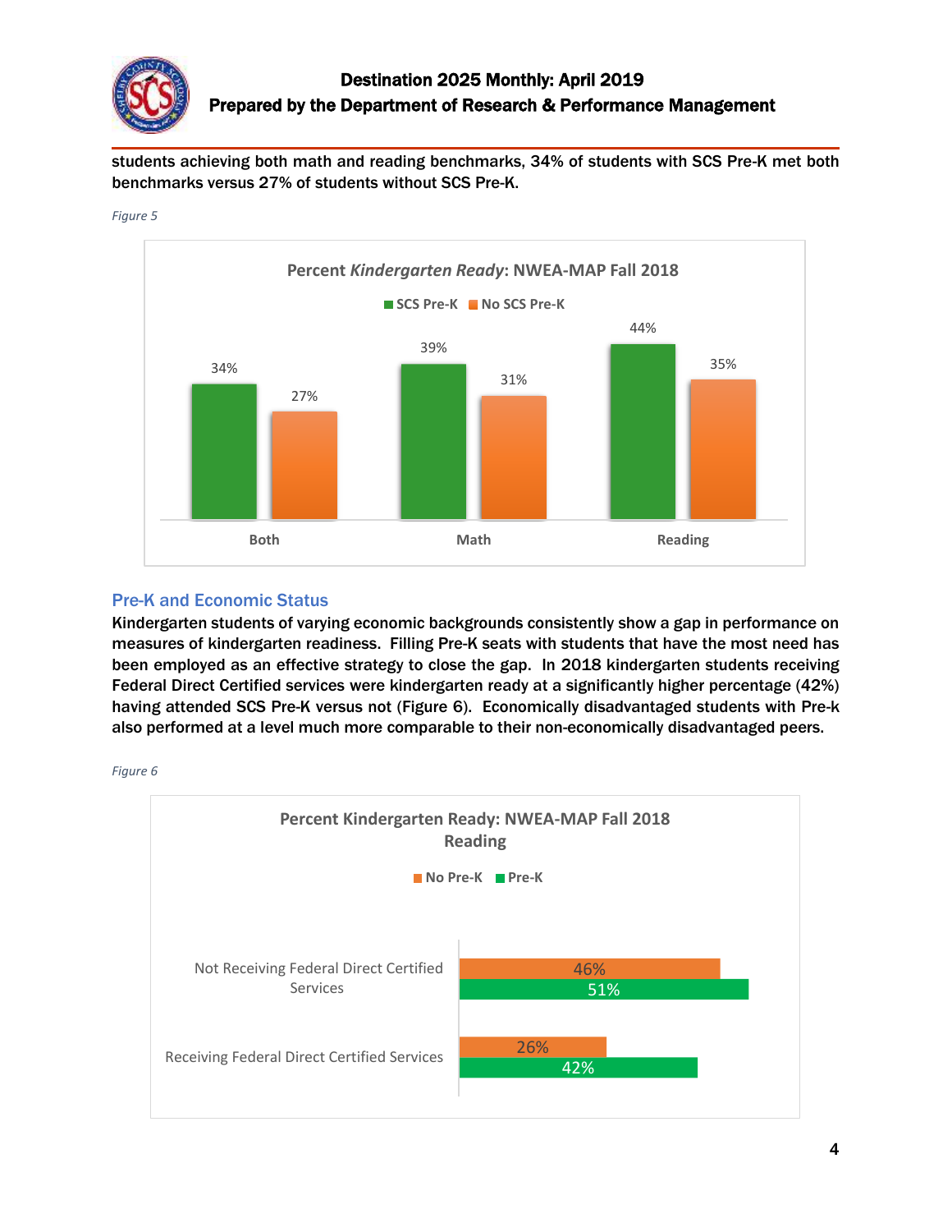students achieving both math and reading benchmarks, 34% of students with SCS Pre-K met both benchmarks versus 27% of students without SCS Pre-K.

*Figure 5*

**Percent *Kindergarten Ready*: NWEA-MAP Fall 2018**

| | SCS Pre-K | No SCS Pre-K |
|---|---|---|
| Both | 34% | 27% |
| Math | 39% | 31% |
| Reading | 44% | 35% |

## Pre-K and Economic Status

Kindergarten students of varying economic backgrounds consistently show a gap in performance on measures of kindergarten readiness. Filling Pre-K seats with students that have the most need has been employed as an effective strategy to close the gap. In 2018 kindergarten students receiving Federal Direct Certified services were kindergarten ready at a significantly higher percentage (42%) having attended SCS Pre-K versus not (Figure 6). Economically disadvantaged students with Pre-k also performed at a level much more comparable to their non-economically disadvantaged peers.

*Figure 6*

**Percent Kindergarten Ready: NWEA-MAP Fall 2018 Reading**

| | No Pre-K | Pre-K |
|---|---|---|
| Not Receiving Federal Direct Certified Services | 46% | 51% |
| Receiving Federal Direct Certified Services | 26% | 42% |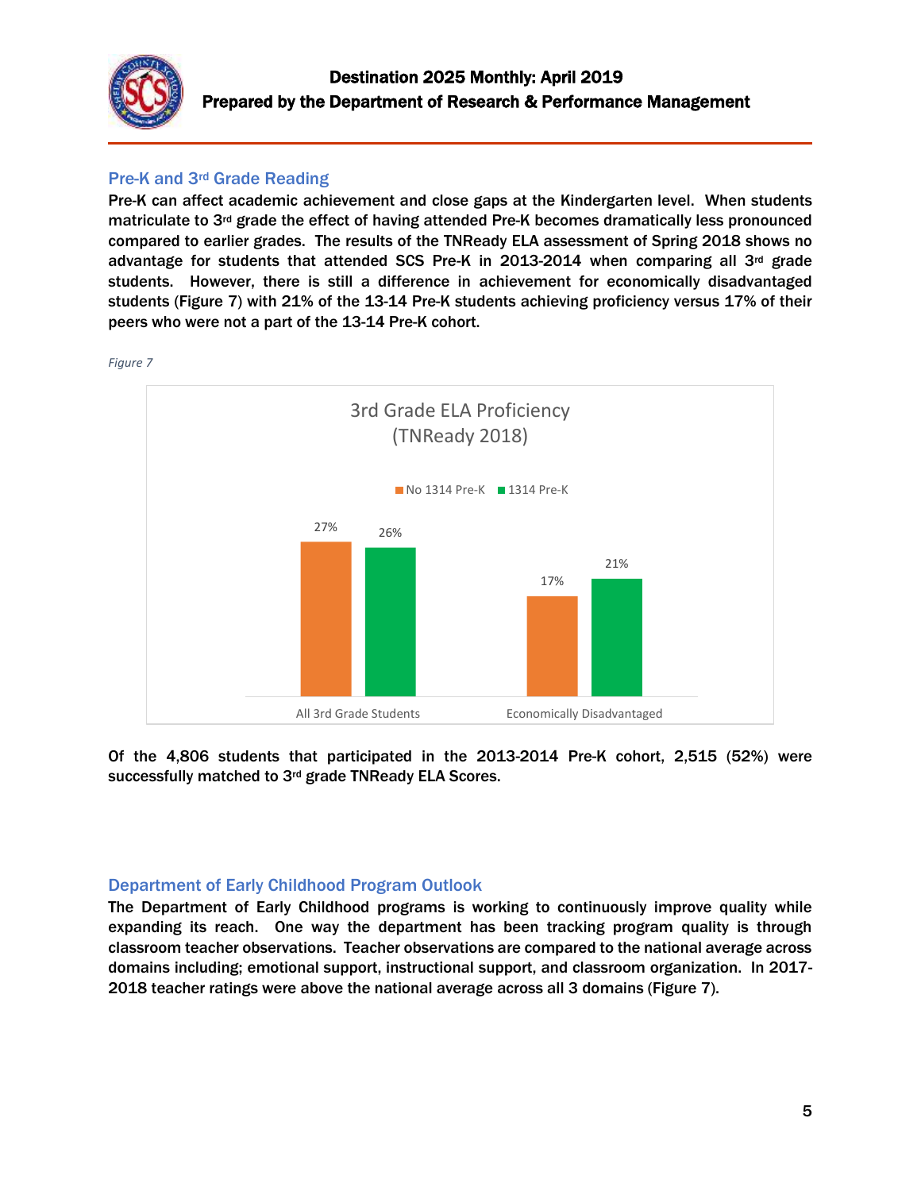## Pre-K and 3rd Grade Reading

**Pre-K can affect academic achievement and close gaps at the Kindergarten level. When students matriculate to 3rd grade the effect of having attended Pre-K becomes dramatically less pronounced compared to earlier grades. The results of the TNReady ELA assessment of Spring 2018 shows no advantage for students that attended SCS Pre-K in 2013-2014 when comparing all 3rd grade students. However, there is still a difference in achievement for economically disadvantaged students (Figure 7) with 21% of the 13-14 Pre-K students achieving proficiency versus 17% of their peers who were not a part of the 13-14 Pre-K cohort.**

*Figure 7*

3rd Grade ELA Proficiency (TNReady 2018)

| | No 1314 Pre-K | 1314 Pre-K |
|---|---|---|
| All 3rd Grade Students | 27% | 26% |
| Economically Disadvantaged | 17% | 21% |

**Of the 4,806 students that participated in the 2013-2014 Pre-K cohort, 2,515 (52%) were successfully matched to 3rd grade TNReady ELA Scores.**

## Department of Early Childhood Program Outlook

**The Department of Early Childhood programs is working to continuously improve quality while expanding its reach. One way the department has been tracking program quality is through classroom teacher observations. Teacher observations are compared to the national average across domains including; emotional support, instructional support, and classroom organization. In 2017-2018 teacher ratings were above the national average across all 3 domains (Figure 7).**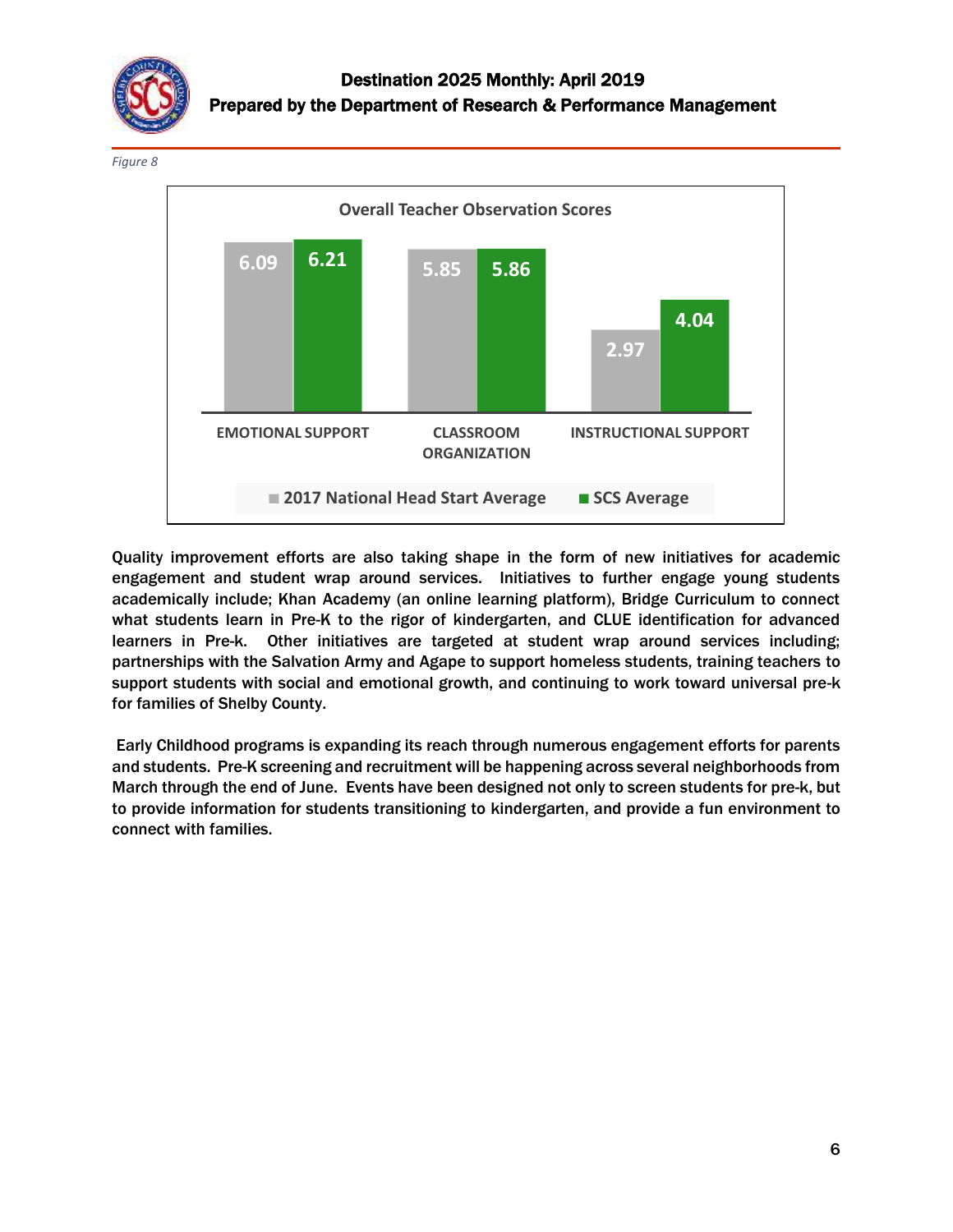*Figure 8*

**Overall Teacher Observation Scores**

| | 2017 National Head Start Average | SCS Average |
| --- | --- | --- |
| EMOTIONAL SUPPORT | 6.09 | 6.21 |
| CLASSROOM ORGANIZATION | 5.85 | 5.86 |
| INSTRUCTIONAL SUPPORT | 2.97 | 4.04 |

Quality improvement efforts are also taking shape in the form of new initiatives for academic engagement and student wrap around services. Initiatives to further engage young students academically include; Khan Academy (an online learning platform), Bridge Curriculum to connect what students learn in Pre-K to the rigor of kindergarten, and CLUE identification for advanced learners in Pre-k. Other initiatives are targeted at student wrap around services including; partnerships with the Salvation Army and Agape to support homeless students, training teachers to support students with social and emotional growth, and continuing to work toward universal pre-k for families of Shelby County.

Early Childhood programs is expanding its reach through numerous engagement efforts for parents and students. Pre-K screening and recruitment will be happening across several neighborhoods from March through the end of June. Events have been designed not only to screen students for pre-k, but to provide information for students transitioning to kindergarten, and provide a fun environment to connect with families.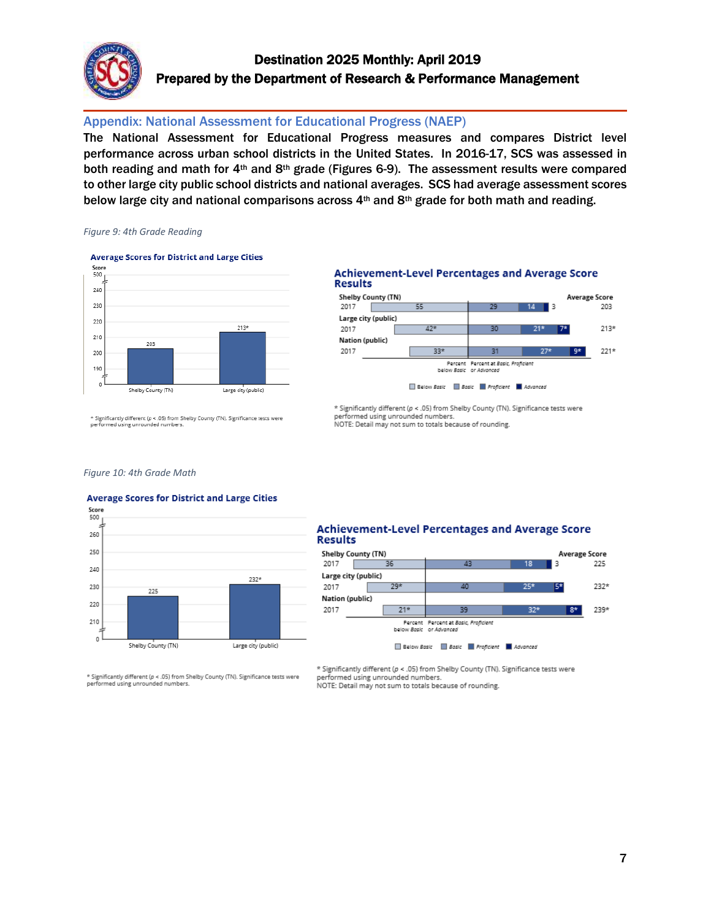## Appendix: National Assessment for Educational Progress (NAEP)

The National Assessment for Educational Progress measures and compares District level performance across urban school districts in the United States. In 2016-17, SCS was assessed in both reading and math for 4th and 8th grade (Figures 6-9). The assessment results were compared to other large city public school districts and national averages. SCS had average assessment scores below large city and national comparisons across 4th and 8th grade for both math and reading.

*Figure 9: 4th Grade Reading*

**Average Scores for District and Large Cities**

| | Score |
|---|---|
| Shelby County (TN) | 203 |
| Large city (public) | 213* |

\* Significantly different (*p* < .05) from Shelby County (TN). Significance tests were performed using unrounded numbers.

**Achievement-Level Percentages and Average Score Results**

| | Below Basic | Basic | Proficient | Advanced | Average Score |
|---|---|---|---|---|---|
| Shelby County (TN) 2017 | 55 | 29 | 14 | 3 | 203 |
| Large city (public) 2017 | 42* | 30 | 21* | 7* | 213* |
| Nation (public) 2017 | 33* | 31 | 27* | 9* | 221* |

\* Significantly different (*p* < .05) from Shelby County (TN). Significance tests were performed using unrounded numbers.
NOTE: Detail may not sum to totals because of rounding.

*Figure 10: 4th Grade Math*

**Average Scores for District and Large Cities**

| | Score |
|---|---|
| Shelby County (TN) | 225 |
| Large city (public) | 232* |

\* Significantly different (*p* < .05) from Shelby County (TN). Significance tests were performed using unrounded numbers.

**Achievement-Level Percentages and Average Score Results**

| | Below Basic | Basic | Proficient | Advanced | Average Score |
|---|---|---|---|---|---|
| Shelby County (TN) 2017 | 36 | 43 | 18 | 3 | 225 |
| Large city (public) 2017 | 29* | 40 | 25* | 5* | 232* |
| Nation (public) 2017 | 21* | 39 | 32* | 8* | 239* |

\* Significantly different (*p* < .05) from Shelby County (TN). Significance tests were performed using unrounded numbers.
NOTE: Detail may not sum to totals because of rounding.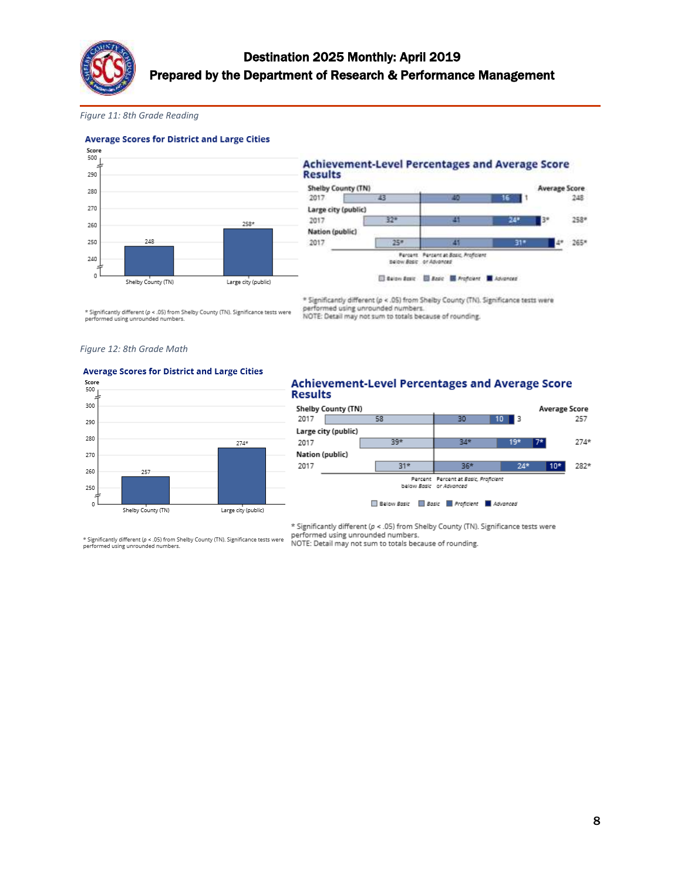*Figure 11: 8th Grade Reading*

**Average Scores for District and Large Cities**

Score
500
290
280
270
260
250
240
0

248
258*

Shelby County (TN)
Large city (public)

\* Significantly different ($p < .05$) from Shelby County (TN). Significance tests were performed using unrounded numbers.

**Achievement-Level Percentages and Average Score Results**

Shelby County (TN)
2017
43
40
16
1
Average Score
248

Large city (public)
2017
32*
41
24*
3*
258*

Nation (public)
2017
25*
41
31*
4*
265*

Percent below Basic
Percent at Basic, Proficient or Advanced

Below Basic
Basic
Proficient
Advanced

\* Significantly different ($p < .05$) from Shelby County (TN). Significance tests were performed using unrounded numbers.
NOTE: Detail may not sum to totals because of rounding.

*Figure 12: 8th Grade Math*

**Average Scores for District and Large Cities**

Score
500
300
290
280
270
260
250
0

257
274*

Shelby County (TN)
Large city (public)

\* Significantly different ($p < .05$) from Shelby County (TN). Significance tests were performed using unrounded numbers.

**Achievement-Level Percentages and Average Score Results**

Shelby County (TN)
2017
58
30
10
3
Average Score
257

Large city (public)
2017
39*
34*
19*
7*
274*

Nation (public)
2017
31*
36*
24*
10*
282*

Percent below Basic
Percent at Basic, Proficient or Advanced

Below Basic
Basic
Proficient
Advanced

\* Significantly different ($p < .05$) from Shelby County (TN). Significance tests were performed using unrounded numbers.
NOTE: Detail may not sum to totals because of rounding.